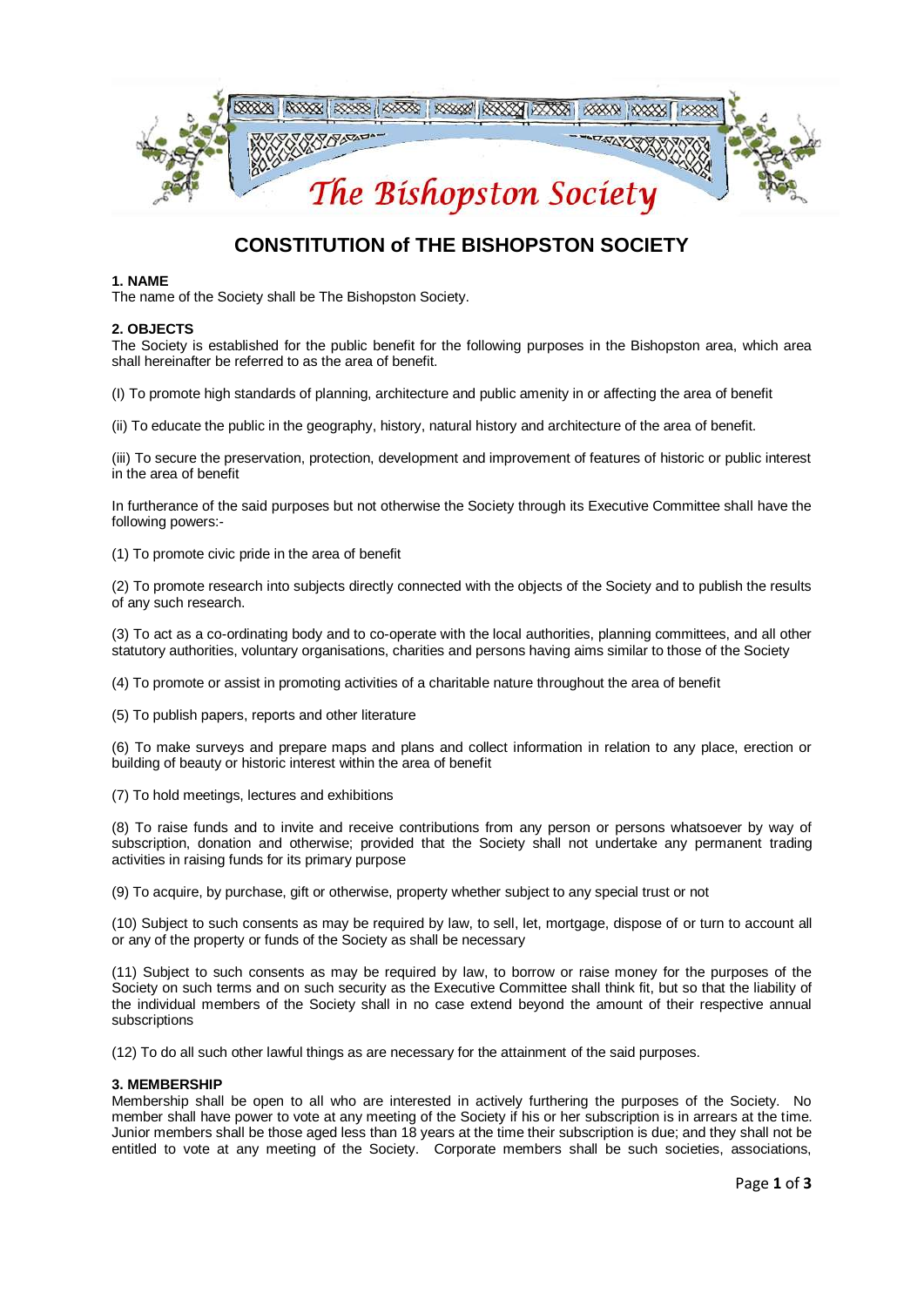# CONSTITUTION of THE BISHOPSTON SOCIETY

## 1. NAME

The name of the Society shall be The Bishopston Society.

## 2. OBJECTS

The Society is established for the public benefit for the following purposes in the Bishopston area, which area shall hereinafter be referred to as the area of benefit.

(I) To promote high standards of planning, architecture and public amenity in or affecting the area of benefit

(ii) To educate the public in the geography, history, natural history and architecture of the area of benefit.

(iii) To secure the preservation, protection, development and improvement of features of historic or public interest in the area of benefit

In furtherance of the said purposes but not otherwise the Society through its Executive Committee shall have the following powers:-

(1) To promote civic pride in the area of benefit

(2) To promote research into subjects directly connected with the objects of the Society and to publish the results of any such research.

(3) To act as a co-ordinating body and to co-operate with the local authorities, planning committees, and all other statutory authorities, voluntary organisations, charities and persons having aims similar to those of the Society

(4) To promote or assist in promoting activities of a charitable nature throughout the area of benefit

(5) To publish papers, reports and other literature

(6) To make surveys and prepare maps and plans and collect information in relation to any place, erection or building of beauty or historic interest within the area of benefit

(7) To hold meetings, lectures and exhibitions

(8) To raise funds and to invite and receive contributions from any person or persons whatsoever by way of subscription, donation and otherwise; provided that the Society shall not undertake any permanent trading activities in raising funds for its primary purpose

(9) To acquire, by purchase, gift or otherwise, property whether subject to any special trust or not

(10) Subject to such consents as may be required by law, to sell, let, mortgage, dispose of or turn to account all or any of the property or funds of the Society as shall be necessary

(11) Subject to such consents as may be required by law, to borrow or raise money for the purposes of the Society on such terms and on such security as the Executive Committee shall think fit, but so that the liability of the individual members of the Society shall in no case extend beyond the amount of their respective annual subscriptions

(12) To do all such other lawful things as are necessary for the attainment of the said purposes.

## 3. MEMBERSHIP

Membership shall be open to all who are interested in actively furthering the purposes of the Society. No member shall have power to vote at any meeting of the Society if his or her subscription is in arrears at the time. Junior members shall be those aged less than 18 years at the time their subscription is due; and they shall not be entitled to vote at any meeting of the Society. Corporate members shall be such societies, associations,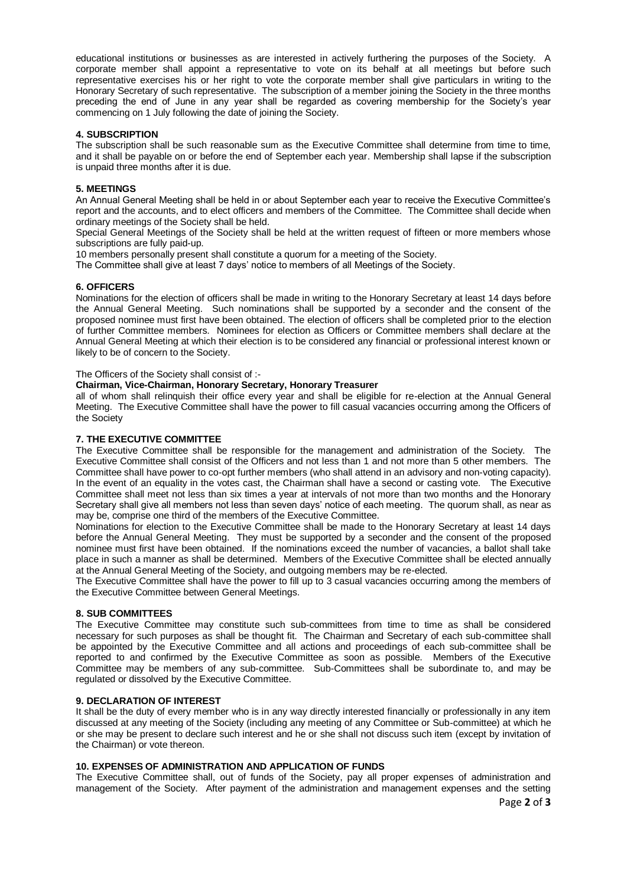educational institutions or businesses as are interested in actively furthering the purposes of the Society. A corporate member shall appoint a representative to vote on its behalf at all meetings but before such representative exercises his or her right to vote the corporate member shall give particulars in writing to the Honorary Secretary of such representative. The subscription of a member joining the Society in the three months preceding the end of June in any year shall be regarded as covering membership for the Society's year commencing on 1 July following the date of joining the Society.

## 4. SUBSCRIPTION

The subscription shall be such reasonable sum as the Executive Committee shall determine from time to time, and it shall be payable on or before the end of September each year. Membership shall lapse if the subscription is unpaid three months after it is due.

## 5. MEETINGS

An Annual General Meeting shall be held in or about September each year to receive the Executive Committee's report and the accounts, and to elect officers and members of the Committee. The Committee shall decide when ordinary meetings of the Society shall be held.

Special General Meetings of the Society shall be held at the written request of fifteen or more members whose subscriptions are fully paid-up.

10 members personally present shall constitute a quorum for a meeting of the Society.

The Committee shall give at least 7 days' notice to members of all Meetings of the Society.

## 6. OFFICERS

Nominations for the election of officers shall be made in writing to the Honorary Secretary at least 14 days before the Annual General Meeting. Such nominations shall be supported by a seconder and the consent of the proposed nominee must first have been obtained. The election of officers shall be completed prior to the election of further Committee members. Nominees for election as Officers or Committee members shall declare at the Annual General Meeting at which their election is to be considered any financial or professional interest known or likely to be of concern to the Society.

The Officers of the Society shall consist of :-

**Chairman, Vice-Chairman, Honorary Secretary, Honorary Treasurer**

all of whom shall relinquish their office every year and shall be eligible for re-election at the Annual General Meeting. The Executive Committee shall have the power to fill casual vacancies occurring among the Officers of the Society

## 7. THE EXECUTIVE COMMITTEE

The Executive Committee shall be responsible for the management and administration of the Society. The Executive Committee shall consist of the Officers and not less than 1 and not more than 5 other members. The Committee shall have power to co-opt further members (who shall attend in an advisory and non-voting capacity). In the event of an equality in the votes cast, the Chairman shall have a second or casting vote. The Executive Committee shall meet not less than six times a year at intervals of not more than two months and the Honorary Secretary shall give all members not less than seven days' notice of each meeting. The quorum shall, as near as may be, comprise one third of the members of the Executive Committee.

Nominations for election to the Executive Committee shall be made to the Honorary Secretary at least 14 days before the Annual General Meeting. They must be supported by a seconder and the consent of the proposed nominee must first have been obtained. If the nominations exceed the number of vacancies, a ballot shall take place in such a manner as shall be determined. Members of the Executive Committee shall be elected annually at the Annual General Meeting of the Society, and outgoing members may be re-elected.

The Executive Committee shall have the power to fill up to 3 casual vacancies occurring among the members of the Executive Committee between General Meetings.

## 8. SUB COMMITTEES

The Executive Committee may constitute such sub-committees from time to time as shall be considered necessary for such purposes as shall be thought fit. The Chairman and Secretary of each sub-committee shall be appointed by the Executive Committee and all actions and proceedings of each sub-committee shall be reported to and confirmed by the Executive Committee as soon as possible. Members of the Executive Committee may be members of any sub-committee. Sub-Committees shall be subordinate to, and may be regulated or dissolved by the Executive Committee.

## 9. DECLARATION OF INTEREST

It shall be the duty of every member who is in any way directly interested financially or professionally in any item discussed at any meeting of the Society (including any meeting of any Committee or Sub-committee) at which he or she may be present to declare such interest and he or she shall not discuss such item (except by invitation of the Chairman) or vote thereon.

## 10. EXPENSES OF ADMINISTRATION AND APPLICATION OF FUNDS

The Executive Committee shall, out of funds of the Society, pay all proper expenses of administration and management of the Society. After payment of the administration and management expenses and the setting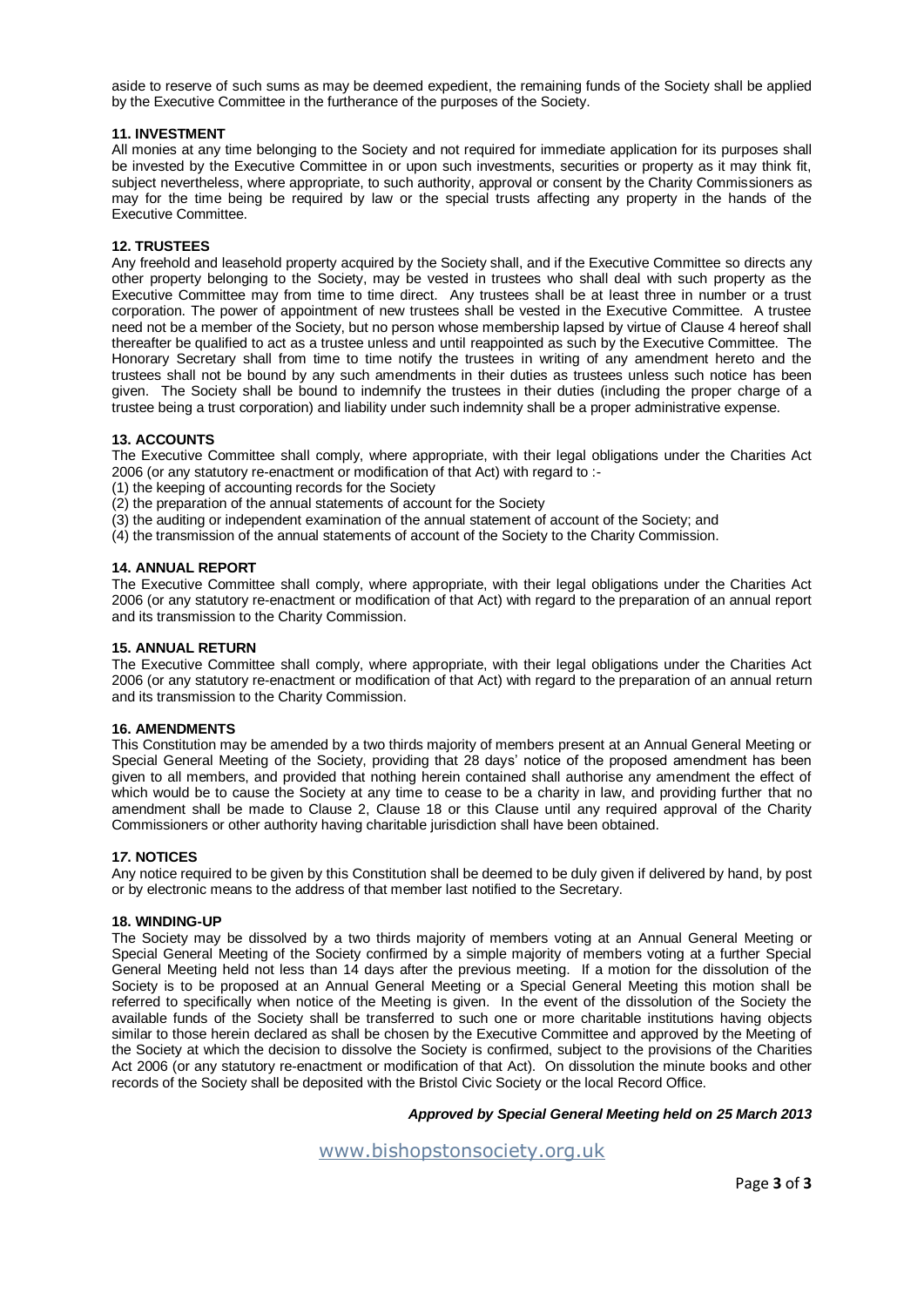aside to reserve of such sums as may be deemed expedient, the remaining funds of the Society shall be applied by the Executive Committee in the furtherance of the purposes of the Society.

**11. INVESTMENT**

All monies at any time belonging to the Society and not required for immediate application for its purposes shall be invested by the Executive Committee in or upon such investments, securities or property as it may think fit, subject nevertheless, where appropriate, to such authority, approval or consent by the Charity Commissioners as may for the time being be required by law or the special trusts affecting any property in the hands of the Executive Committee.

**12. TRUSTEES**

Any freehold and leasehold property acquired by the Society shall, and if the Executive Committee so directs any other property belonging to the Society, may be vested in trustees who shall deal with such property as the Executive Committee may from time to time direct. Any trustees shall be at least three in number or a trust corporation. The power of appointment of new trustees shall be vested in the Executive Committee. A trustee need not be a member of the Society, but no person whose membership lapsed by virtue of Clause 4 hereof shall thereafter be qualified to act as a trustee unless and until reappointed as such by the Executive Committee. The Honorary Secretary shall from time to time notify the trustees in writing of any amendment hereto and the trustees shall not be bound by any such amendments in their duties as trustees unless such notice has been given. The Society shall be bound to indemnify the trustees in their duties (including the proper charge of a trustee being a trust corporation) and liability under such indemnity shall be a proper administrative expense.

**13. ACCOUNTS**

The Executive Committee shall comply, where appropriate, with their legal obligations under the Charities Act 2006 (or any statutory re-enactment or modification of that Act) with regard to :-

(1) the keeping of accounting records for the Society
(2) the preparation of the annual statements of account for the Society
(3) the auditing or independent examination of the annual statement of account of the Society; and
(4) the transmission of the annual statements of account of the Society to the Charity Commission.

**14. ANNUAL REPORT**

The Executive Committee shall comply, where appropriate, with their legal obligations under the Charities Act 2006 (or any statutory re-enactment or modification of that Act) with regard to the preparation of an annual report and its transmission to the Charity Commission.

**15. ANNUAL RETURN**

The Executive Committee shall comply, where appropriate, with their legal obligations under the Charities Act 2006 (or any statutory re-enactment or modification of that Act) with regard to the preparation of an annual return and its transmission to the Charity Commission.

**16. AMENDMENTS**

This Constitution may be amended by a two thirds majority of members present at an Annual General Meeting or Special General Meeting of the Society, providing that 28 days' notice of the proposed amendment has been given to all members, and provided that nothing herein contained shall authorise any amendment the effect of which would be to cause the Society at any time to cease to be a charity in law, and providing further that no amendment shall be made to Clause 2, Clause 18 or this Clause until any required approval of the Charity Commissioners or other authority having charitable jurisdiction shall have been obtained.

**17. NOTICES**

Any notice required to be given by this Constitution shall be deemed to be duly given if delivered by hand, by post or by electronic means to the address of that member last notified to the Secretary.

**18. WINDING-UP**

The Society may be dissolved by a two thirds majority of members voting at an Annual General Meeting or Special General Meeting of the Society confirmed by a simple majority of members voting at a further Special General Meeting held not less than 14 days after the previous meeting. If a motion for the dissolution of the Society is to be proposed at an Annual General Meeting or a Special General Meeting this motion shall be referred to specifically when notice of the Meeting is given. In the event of the dissolution of the Society the available funds of the Society shall be transferred to such one or more charitable institutions having objects similar to those herein declared as shall be chosen by the Executive Committee and approved by the Meeting of the Society at which the decision to dissolve the Society is confirmed, subject to the provisions of the Charities Act 2006 (or any statutory re-enactment or modification of that Act). On dissolution the minute books and other records of the Society shall be deposited with the Bristol Civic Society or the local Record Office.

***Approved by Special General Meeting held on 25 March 2013***

www.bishopstonsociety.org.uk